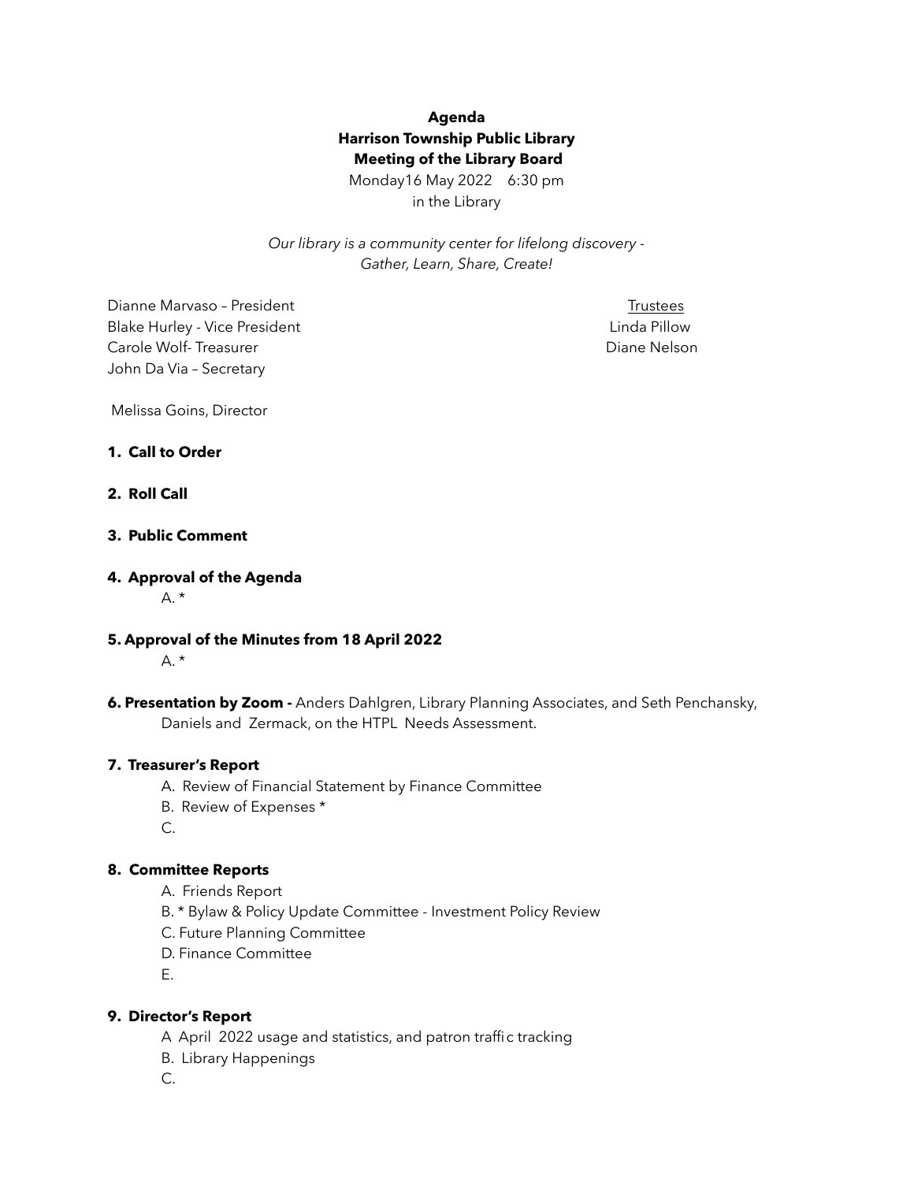**Agenda**
**Harrison Township Public Library**
**Meeting of the Library Board**

Monday16 May 2022 6:30 pm
in the Library

*Our library is a community center for lifelong discovery - Gather, Learn, Share, Create!*

Dianne Marvaso – President
Blake Hurley - Vice President
Carole Wolf- Treasurer
John Da Via – Secretary

Trustees
Linda Pillow
Diane Nelson

Melissa Goins, Director

**1. Call to Order**

**2. Roll Call**

**3. Public Comment**

**4. Approval of the Agenda**

A. *

**5. Approval of the Minutes from 18 April 2022**

A. *

**6. Presentation by Zoom -** Anders Dahlgren, Library Planning Associates, and Seth Penchansky, Daniels and Zermack, on the HTPL Needs Assessment.

**7. Treasurer's Report**

A. Review of Financial Statement by Finance Committee
B. Review of Expenses *
C.

**8. Committee Reports**

A. Friends Report
B. * Bylaw & Policy Update Committee - Investment Policy Review
C. Future Planning Committee
D. Finance Committee
E.

**9. Director's Report**

A April 2022 usage and statistics, and patron traffic tracking
B. Library Happenings
C.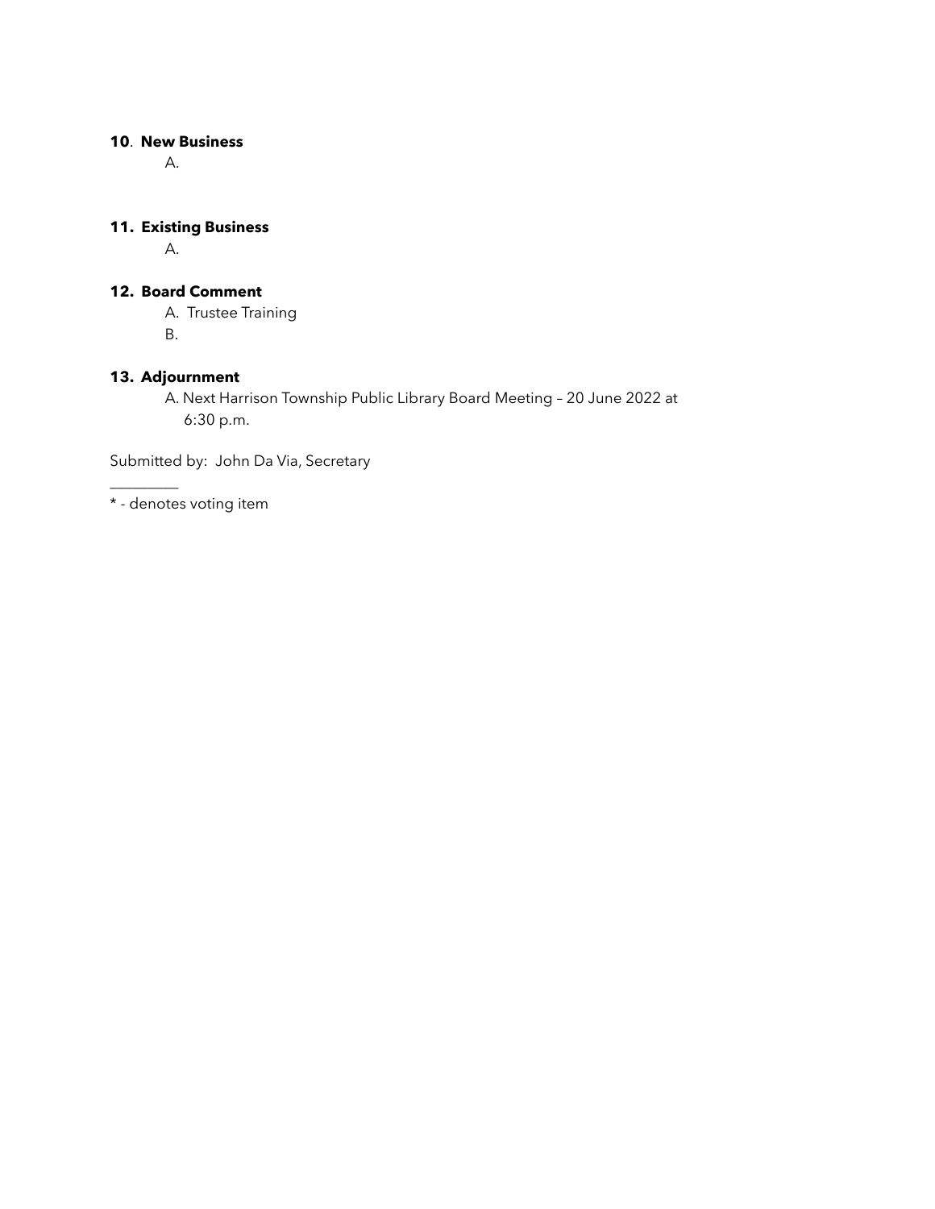**10**. **New Business**

A.

**11. Existing Business**

A.

**12. Board Comment**

A. Trustee Training

B.

**13. Adjournment**

A. Next Harrison Township Public Library Board Meeting – 20 June 2022 at 6:30 p.m.

Submitted by: John Da Via, Secretary

---

* - denotes voting item